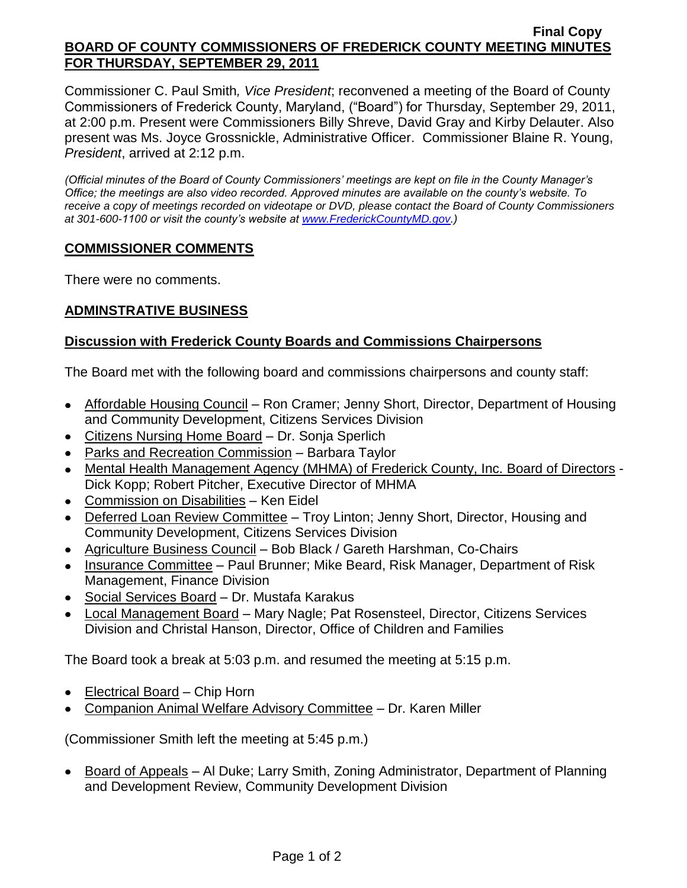**Final Copy**

**BOARD OF COUNTY COMMISSIONERS OF FREDERICK COUNTY MEETING MINUTES FOR THURSDAY, SEPTEMBER 29, 2011**

Commissioner C. Paul Smith*, Vice President*; reconvened a meeting of the Board of County Commissioners of Frederick County, Maryland, ("Board") for Thursday, September 29, 2011, at 2:00 p.m. Present were Commissioners Billy Shreve, David Gray and Kirby Delauter. Also present was Ms. Joyce Grossnickle, Administrative Officer. Commissioner Blaine R. Young, *President*, arrived at 2:12 p.m.

*(Official minutes of the Board of County Commissioners' meetings are kept on file in the County Manager's Office; the meetings are also video recorded. Approved minutes are available on the county's website. To receive a copy of meetings recorded on videotape or DVD, please contact the Board of County Commissioners at 301-600-1100 or visit the county's website at www.FrederickCountyMD.gov.)*

## COMMISSIONER COMMENTS

There were no comments.

## ADMINSTRATIVE BUSINESS

### Discussion with Frederick County Boards and Commissions Chairpersons

The Board met with the following board and commissions chairpersons and county staff:

- Affordable Housing Council – Ron Cramer; Jenny Short, Director, Department of Housing and Community Development, Citizens Services Division
- Citizens Nursing Home Board – Dr. Sonja Sperlich
- Parks and Recreation Commission – Barbara Taylor
- Mental Health Management Agency (MHMA) of Frederick County, Inc. Board of Directors - Dick Kopp; Robert Pitcher, Executive Director of MHMA
- Commission on Disabilities – Ken Eidel
- Deferred Loan Review Committee – Troy Linton; Jenny Short, Director, Housing and Community Development, Citizens Services Division
- Agriculture Business Council – Bob Black / Gareth Harshman, Co-Chairs
- Insurance Committee – Paul Brunner; Mike Beard, Risk Manager, Department of Risk Management, Finance Division
- Social Services Board – Dr. Mustafa Karakus
- Local Management Board – Mary Nagle; Pat Rosensteel, Director, Citizens Services Division and Christal Hanson, Director, Office of Children and Families

The Board took a break at 5:03 p.m. and resumed the meeting at 5:15 p.m.

- Electrical Board – Chip Horn
- Companion Animal Welfare Advisory Committee – Dr. Karen Miller

(Commissioner Smith left the meeting at 5:45 p.m.)

- Board of Appeals – Al Duke; Larry Smith, Zoning Administrator, Department of Planning and Development Review, Community Development Division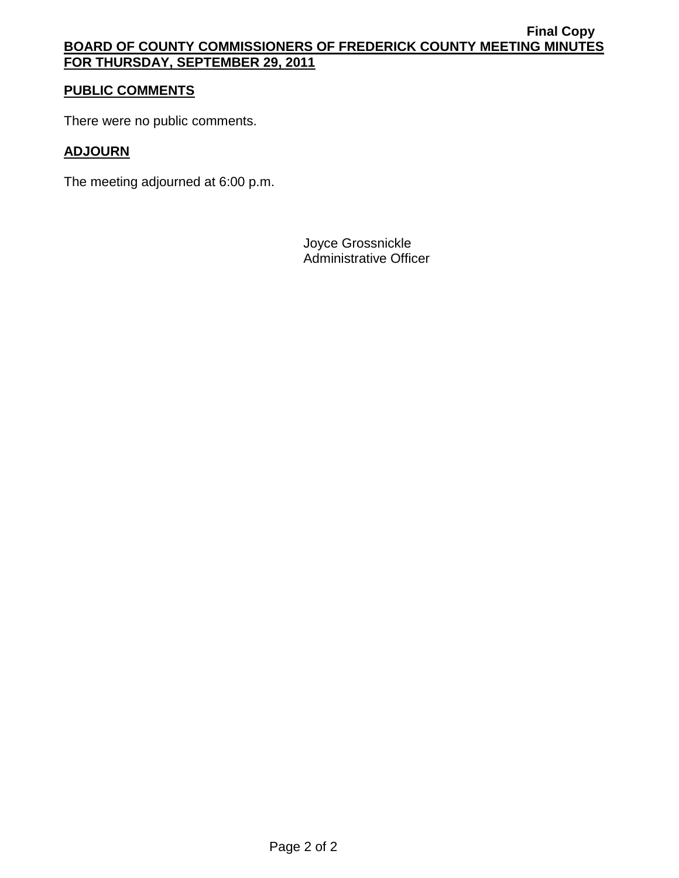## PUBLIC COMMENTS

There were no public comments.

## ADJOURN

The meeting adjourned at 6:00 p.m.

Joyce Grossnickle
Administrative Officer